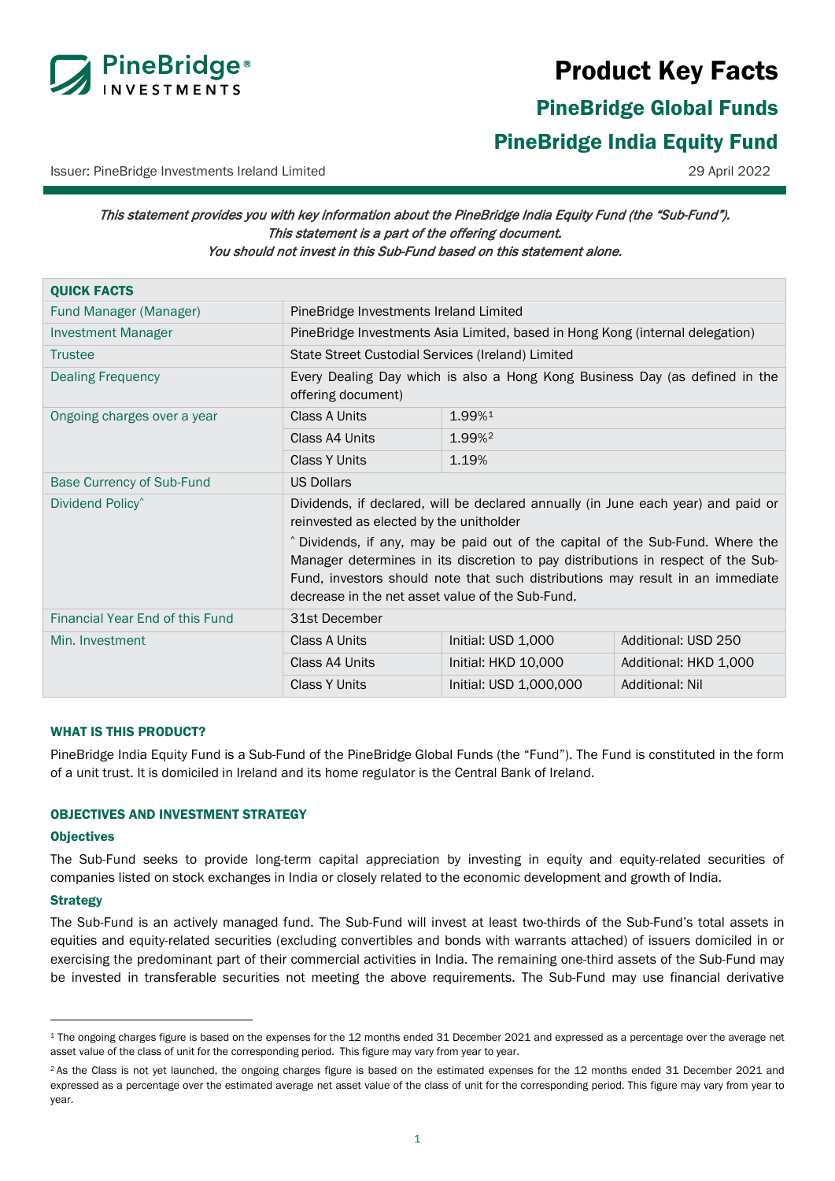# Product Key Facts

## PineBridge Global Funds

## PineBridge India Equity Fund

Issuer: PineBridge Investments Ireland Limited

29 April 2022

*This statement provides you with key information about the PineBridge India Equity Fund (the "Sub-Fund"). This statement is a part of the offering document. You should not invest in this Sub-Fund based on this statement alone.*

| QUICK FACTS | | | |
|---|---|---|---|
| Fund Manager (Manager) | PineBridge Investments Ireland Limited | | |
| Investment Manager | PineBridge Investments Asia Limited, based in Hong Kong (internal delegation) | | |
| Trustee | State Street Custodial Services (Ireland) Limited | | |
| Dealing Frequency | Every Dealing Day which is also a Hong Kong Business Day (as defined in the offering document) | | |
| Ongoing charges over a year | Class A Units | 1.99%[1] | |
| | Class A4 Units | 1.99%[2] | |
| | Class Y Units | 1.19% | |
| Base Currency of Sub-Fund | US Dollars | | |
| Dividend Policy^ | Dividends, if declared, will be declared annually (in June each year) and paid or reinvested as elected by the unitholder<br>^ Dividends, if any, may be paid out of the capital of the Sub-Fund. Where the Manager determines in its discretion to pay distributions in respect of the Sub-Fund, investors should note that such distributions may result in an immediate decrease in the net asset value of the Sub-Fund. | | |
| Financial Year End of this Fund | 31st December | | |
| Min. Investment | Class A Units | Initial: USD 1,000 | Additional: USD 250 |
| | Class A4 Units | Initial: HKD 10,000 | Additional: HKD 1,000 |
| | Class Y Units | Initial: USD 1,000,000 | Additional: Nil |

### WHAT IS THIS PRODUCT?

PineBridge India Equity Fund is a Sub-Fund of the PineBridge Global Funds (the "Fund"). The Fund is constituted in the form of a unit trust. It is domiciled in Ireland and its home regulator is the Central Bank of Ireland.

### OBJECTIVES AND INVESTMENT STRATEGY

#### Objectives

The Sub-Fund seeks to provide long-term capital appreciation by investing in equity and equity-related securities of companies listed on stock exchanges in India or closely related to the economic development and growth of India.

#### Strategy

The Sub-Fund is an actively managed fund. The Sub-Fund will invest at least two-thirds of the Sub-Fund's total assets in equities and equity-related securities (excluding convertibles and bonds with warrants attached) of issuers domiciled in or exercising the predominant part of their commercial activities in India. The remaining one-third assets of the Sub-Fund may be invested in transferable securities not meeting the above requirements. The Sub-Fund may use financial derivative

---

[1] The ongoing charges figure is based on the expenses for the 12 months ended 31 December 2021 and expressed as a percentage over the average net asset value of the class of unit for the corresponding period. This figure may vary from year to year.

[2] As the Class is not yet launched, the ongoing charges figure is based on the estimated expenses for the 12 months ended 31 December 2021 and expressed as a percentage over the estimated average net asset value of the class of unit for the corresponding period. This figure may vary from year to year.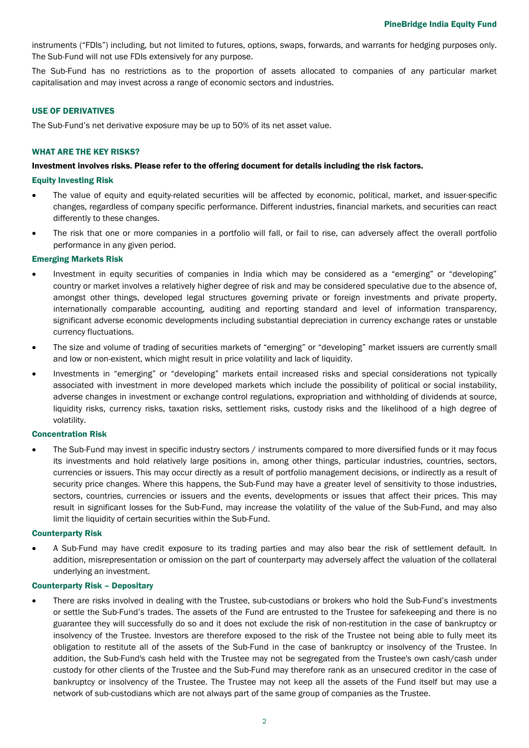instruments ("FDIs") including, but not limited to futures, options, swaps, forwards, and warrants for hedging purposes only. The Sub-Fund will not use FDIs extensively for any purpose.

The Sub-Fund has no restrictions as to the proportion of assets allocated to companies of any particular market capitalisation and may invest across a range of economic sectors and industries.

## USE OF DERIVATIVES

The Sub-Fund's net derivative exposure may be up to 50% of its net asset value.

## WHAT ARE THE KEY RISKS?

**Investment involves risks. Please refer to the offering document for details including the risk factors.**

### Equity Investing Risk

- The value of equity and equity-related securities will be affected by economic, political, market, and issuer-specific changes, regardless of company specific performance. Different industries, financial markets, and securities can react differently to these changes.
- The risk that one or more companies in a portfolio will fall, or fail to rise, can adversely affect the overall portfolio performance in any given period.

### Emerging Markets Risk

- Investment in equity securities of companies in India which may be considered as a "emerging" or "developing" country or market involves a relatively higher degree of risk and may be considered speculative due to the absence of, amongst other things, developed legal structures governing private or foreign investments and private property, internationally comparable accounting, auditing and reporting standard and level of information transparency, significant adverse economic developments including substantial depreciation in currency exchange rates or unstable currency fluctuations.
- The size and volume of trading of securities markets of "emerging" or "developing" market issuers are currently small and low or non-existent, which might result in price volatility and lack of liquidity.
- Investments in "emerging" or "developing" markets entail increased risks and special considerations not typically associated with investment in more developed markets which include the possibility of political or social instability, adverse changes in investment or exchange control regulations, expropriation and withholding of dividends at source, liquidity risks, currency risks, taxation risks, settlement risks, custody risks and the likelihood of a high degree of volatility.

### Concentration Risk

- The Sub-Fund may invest in specific industry sectors / instruments compared to more diversified funds or it may focus its investments and hold relatively large positions in, among other things, particular industries, countries, sectors, currencies or issuers. This may occur directly as a result of portfolio management decisions, or indirectly as a result of security price changes. Where this happens, the Sub-Fund may have a greater level of sensitivity to those industries, sectors, countries, currencies or issuers and the events, developments or issues that affect their prices. This may result in significant losses for the Sub-Fund, may increase the volatility of the value of the Sub-Fund, and may also limit the liquidity of certain securities within the Sub-Fund.

### Counterparty Risk

- A Sub-Fund may have credit exposure to its trading parties and may also bear the risk of settlement default. In addition, misrepresentation or omission on the part of counterparty may adversely affect the valuation of the collateral underlying an investment.

### Counterparty Risk – Depositary

- There are risks involved in dealing with the Trustee, sub-custodians or brokers who hold the Sub-Fund's investments or settle the Sub-Fund's trades. The assets of the Fund are entrusted to the Trustee for safekeeping and there is no guarantee they will successfully do so and it does not exclude the risk of non-restitution in the case of bankruptcy or insolvency of the Trustee. Investors are therefore exposed to the risk of the Trustee not being able to fully meet its obligation to restitute all of the assets of the Sub-Fund in the case of bankruptcy or insolvency of the Trustee. In addition, the Sub-Fund's cash held with the Trustee may not be segregated from the Trustee's own cash/cash under custody for other clients of the Trustee and the Sub-Fund may therefore rank as an unsecured creditor in the case of bankruptcy or insolvency of the Trustee. The Trustee may not keep all the assets of the Fund itself but may use a network of sub-custodians which are not always part of the same group of companies as the Trustee.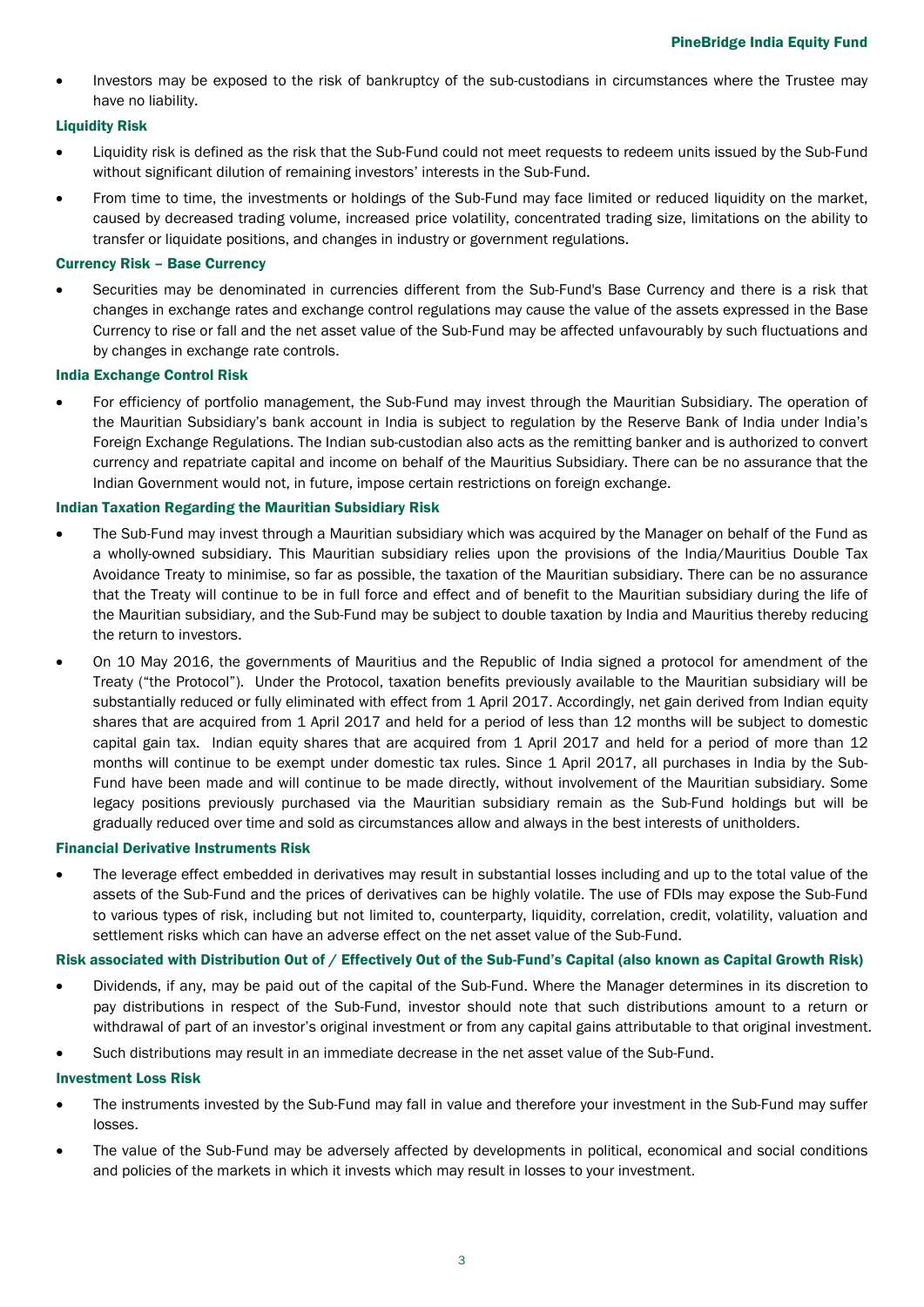- Investors may be exposed to the risk of bankruptcy of the sub-custodians in circumstances where the Trustee may have no liability.

### Liquidity Risk

- Liquidity risk is defined as the risk that the Sub-Fund could not meet requests to redeem units issued by the Sub-Fund without significant dilution of remaining investors' interests in the Sub-Fund.
- From time to time, the investments or holdings of the Sub-Fund may face limited or reduced liquidity on the market, caused by decreased trading volume, increased price volatility, concentrated trading size, limitations on the ability to transfer or liquidate positions, and changes in industry or government regulations.

### Currency Risk – Base Currency

- Securities may be denominated in currencies different from the Sub-Fund's Base Currency and there is a risk that changes in exchange rates and exchange control regulations may cause the value of the assets expressed in the Base Currency to rise or fall and the net asset value of the Sub-Fund may be affected unfavourably by such fluctuations and by changes in exchange rate controls.

### India Exchange Control Risk

- For efficiency of portfolio management, the Sub-Fund may invest through the Mauritian Subsidiary. The operation of the Mauritian Subsidiary's bank account in India is subject to regulation by the Reserve Bank of India under India's Foreign Exchange Regulations. The Indian sub-custodian also acts as the remitting banker and is authorized to convert currency and repatriate capital and income on behalf of the Mauritius Subsidiary. There can be no assurance that the Indian Government would not, in future, impose certain restrictions on foreign exchange.

### Indian Taxation Regarding the Mauritian Subsidiary Risk

- The Sub-Fund may invest through a Mauritian subsidiary which was acquired by the Manager on behalf of the Fund as a wholly-owned subsidiary. This Mauritian subsidiary relies upon the provisions of the India/Mauritius Double Tax Avoidance Treaty to minimise, so far as possible, the taxation of the Mauritian subsidiary. There can be no assurance that the Treaty will continue to be in full force and effect and of benefit to the Mauritian subsidiary during the life of the Mauritian subsidiary, and the Sub-Fund may be subject to double taxation by India and Mauritius thereby reducing the return to investors.
- On 10 May 2016, the governments of Mauritius and the Republic of India signed a protocol for amendment of the Treaty ("the Protocol"). Under the Protocol, taxation benefits previously available to the Mauritian subsidiary will be substantially reduced or fully eliminated with effect from 1 April 2017. Accordingly, net gain derived from Indian equity shares that are acquired from 1 April 2017 and held for a period of less than 12 months will be subject to domestic capital gain tax. Indian equity shares that are acquired from 1 April 2017 and held for a period of more than 12 months will continue to be exempt under domestic tax rules. Since 1 April 2017, all purchases in India by the Sub-Fund have been made and will continue to be made directly, without involvement of the Mauritian subsidiary. Some legacy positions previously purchased via the Mauritian subsidiary remain as the Sub-Fund holdings but will be gradually reduced over time and sold as circumstances allow and always in the best interests of unitholders.

### Financial Derivative Instruments Risk

- The leverage effect embedded in derivatives may result in substantial losses including and up to the total value of the assets of the Sub-Fund and the prices of derivatives can be highly volatile. The use of FDIs may expose the Sub-Fund to various types of risk, including but not limited to, counterparty, liquidity, correlation, credit, volatility, valuation and settlement risks which can have an adverse effect on the net asset value of the Sub-Fund.

### Risk associated with Distribution Out of / Effectively Out of the Sub-Fund's Capital (also known as Capital Growth Risk)

- Dividends, if any, may be paid out of the capital of the Sub-Fund. Where the Manager determines in its discretion to pay distributions in respect of the Sub-Fund, investor should note that such distributions amount to a return or withdrawal of part of an investor's original investment or from any capital gains attributable to that original investment.
- Such distributions may result in an immediate decrease in the net asset value of the Sub-Fund.

### Investment Loss Risk

- The instruments invested by the Sub-Fund may fall in value and therefore your investment in the Sub-Fund may suffer losses.
- The value of the Sub-Fund may be adversely affected by developments in political, economical and social conditions and policies of the markets in which it invests which may result in losses to your investment.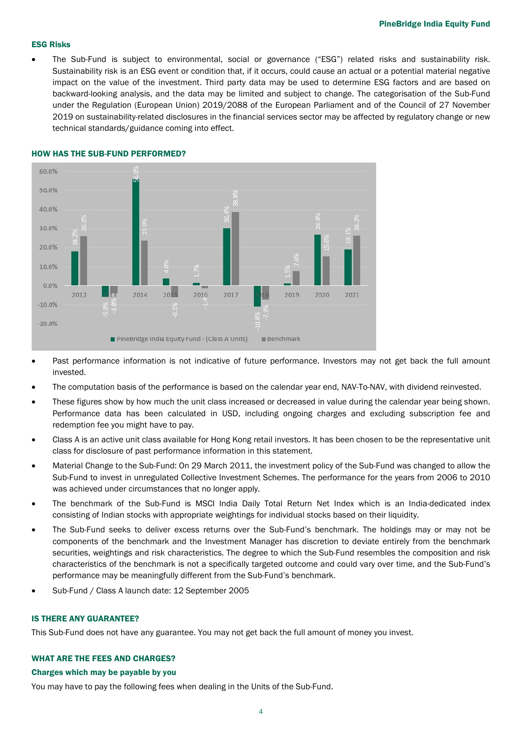### ESG Risks

- The Sub-Fund is subject to environmental, social or governance ("ESG") related risks and sustainability risk. Sustainability risk is an ESG event or condition that, if it occurs, could cause an actual or a potential material negative impact on the value of the investment. Third party data may be used to determine ESG factors and are based on backward-looking analysis, and the data may be limited and subject to change. The categorisation of the Sub-Fund under the Regulation (European Union) 2019/2088 of the European Parliament and of the Council of 27 November 2019 on sustainability-related disclosures in the financial services sector may be affected by regulatory change or new technical standards/guidance coming into effect.

## HOW HAS THE SUB-FUND PERFORMED?

| Year | PineBridge India Equity Fund - (Class A Units) | Benchmark |
|---|---|---|
| 2012 | 18.2% | 26.0% |
| 2013 | -5.9% | -3.8% |
| 2014 | 56.0% | 23.9% |
| 2015 | 4.0% | -6.1% |
| 2016 | 1.7% | -1.4% |
| 2017 | 30.4% | 38.8% |
| 2018 | -10.8% | -7.3% |
| 2019 | 1.5% | 7.6% |
| 2020 | 26.8% | 15.6% |
| 2021 | 19.1% | 26.2% |

- Past performance information is not indicative of future performance. Investors may not get back the full amount invested.
- The computation basis of the performance is based on the calendar year end, NAV-To-NAV, with dividend reinvested.
- These figures show by how much the unit class increased or decreased in value during the calendar year being shown. Performance data has been calculated in USD, including ongoing charges and excluding subscription fee and redemption fee you might have to pay.
- Class A is an active unit class available for Hong Kong retail investors. It has been chosen to be the representative unit class for disclosure of past performance information in this statement.
- Material Change to the Sub-Fund: On 29 March 2011, the investment policy of the Sub-Fund was changed to allow the Sub-Fund to invest in unregulated Collective Investment Schemes. The performance for the years from 2006 to 2010 was achieved under circumstances that no longer apply.
- The benchmark of the Sub-Fund is MSCI India Daily Total Return Net Index which is an India-dedicated index consisting of Indian stocks with appropriate weightings for individual stocks based on their liquidity.
- The Sub-Fund seeks to deliver excess returns over the Sub-Fund's benchmark. The holdings may or may not be components of the benchmark and the Investment Manager has discretion to deviate entirely from the benchmark securities, weightings and risk characteristics. The degree to which the Sub-Fund resembles the composition and risk characteristics of the benchmark is not a specifically targeted outcome and could vary over time, and the Sub-Fund's performance may be meaningfully different from the Sub-Fund's benchmark.
- Sub-Fund / Class A launch date: 12 September 2005

## IS THERE ANY GUARANTEE?

This Sub-Fund does not have any guarantee. You may not get back the full amount of money you invest.

## WHAT ARE THE FEES AND CHARGES?

### Charges which may be payable by you

You may have to pay the following fees when dealing in the Units of the Sub-Fund.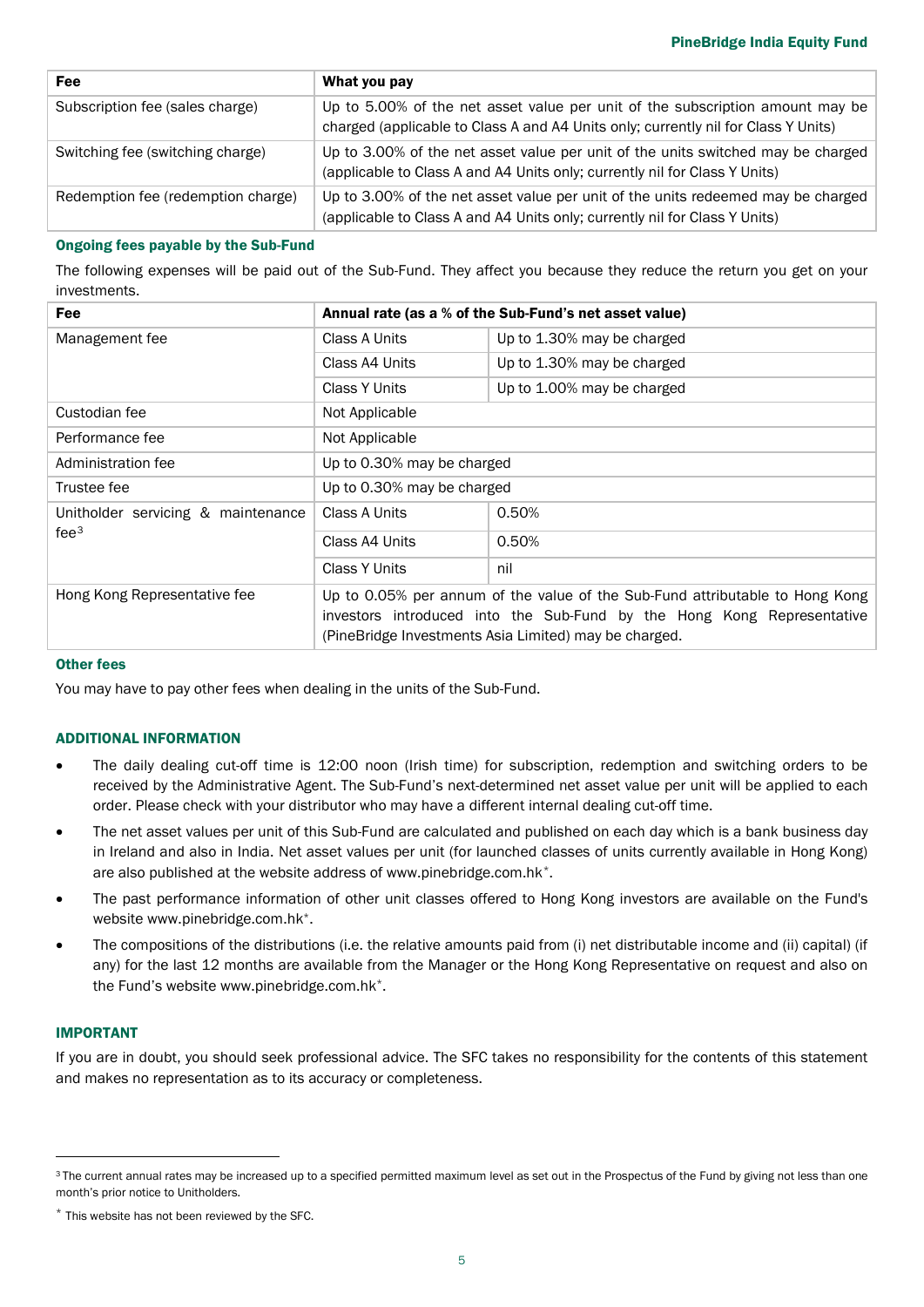| Fee | What you pay |
|---|---|
| Subscription fee (sales charge) | Up to 5.00% of the net asset value per unit of the subscription amount may be charged (applicable to Class A and A4 Units only; currently nil for Class Y Units) |
| Switching fee (switching charge) | Up to 3.00% of the net asset value per unit of the units switched may be charged (applicable to Class A and A4 Units only; currently nil for Class Y Units) |
| Redemption fee (redemption charge) | Up to 3.00% of the net asset value per unit of the units redeemed may be charged (applicable to Class A and A4 Units only; currently nil for Class Y Units) |

### Ongoing fees payable by the Sub-Fund

The following expenses will be paid out of the Sub-Fund. They affect you because they reduce the return you get on your investments.

| Fee | Annual rate (as a % of the Sub-Fund's net asset value) | |
|---|---|---|
| Management fee | Class A Units | Up to 1.30% may be charged |
| | Class A4 Units | Up to 1.30% may be charged |
| | Class Y Units | Up to 1.00% may be charged |
| Custodian fee | Not Applicable | |
| Performance fee | Not Applicable | |
| Administration fee | Up to 0.30% may be charged | |
| Trustee fee | Up to 0.30% may be charged | |
| Unitholder servicing & maintenance fee[3] | Class A Units | 0.50% |
| | Class A4 Units | 0.50% |
| | Class Y Units | nil |
| Hong Kong Representative fee | Up to 0.05% per annum of the value of the Sub-Fund attributable to Hong Kong investors introduced into the Sub-Fund by the Hong Kong Representative (PineBridge Investments Asia Limited) may be charged. | |

### Other fees

You may have to pay other fees when dealing in the units of the Sub-Fund.

## ADDITIONAL INFORMATION

- The daily dealing cut-off time is 12:00 noon (Irish time) for subscription, redemption and switching orders to be received by the Administrative Agent. The Sub-Fund's next-determined net asset value per unit will be applied to each order. Please check with your distributor who may have a different internal dealing cut-off time.
- The net asset values per unit of this Sub-Fund are calculated and published on each day which is a bank business day in Ireland and also in India. Net asset values per unit (for launched classes of units currently available in Hong Kong) are also published at the website address of www.pinebridge.com.hk*.
- The past performance information of other unit classes offered to Hong Kong investors are available on the Fund's website www.pinebridge.com.hk*.
- The compositions of the distributions (i.e. the relative amounts paid from (i) net distributable income and (ii) capital) (if any) for the last 12 months are available from the Manager or the Hong Kong Representative on request and also on the Fund's website www.pinebridge.com.hk*.

## IMPORTANT

If you are in doubt, you should seek professional advice. The SFC takes no responsibility for the contents of this statement and makes no representation as to its accuracy or completeness.

[3] The current annual rates may be increased up to a specified permitted maximum level as set out in the Prospectus of the Fund by giving not less than one month's prior notice to Unitholders.

* This website has not been reviewed by the SFC.